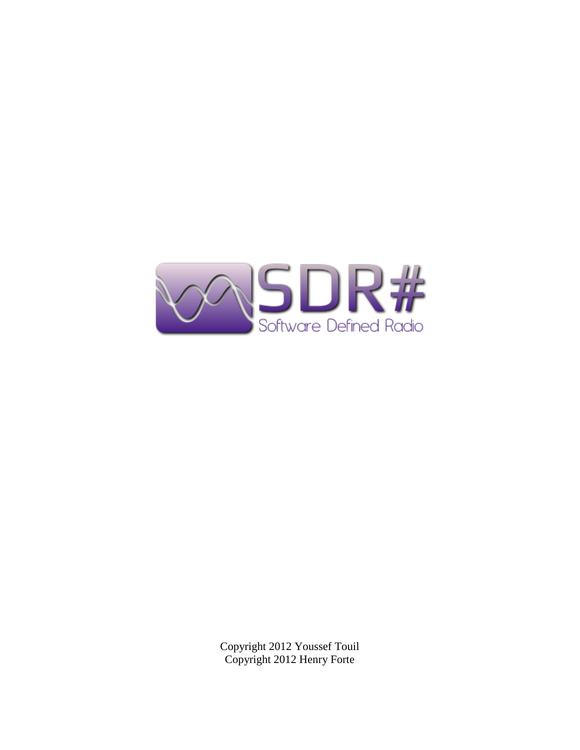# SDR#

Software Defined Radio

Copyright 2012 Youssef Touil
Copyright 2012 Henry Forte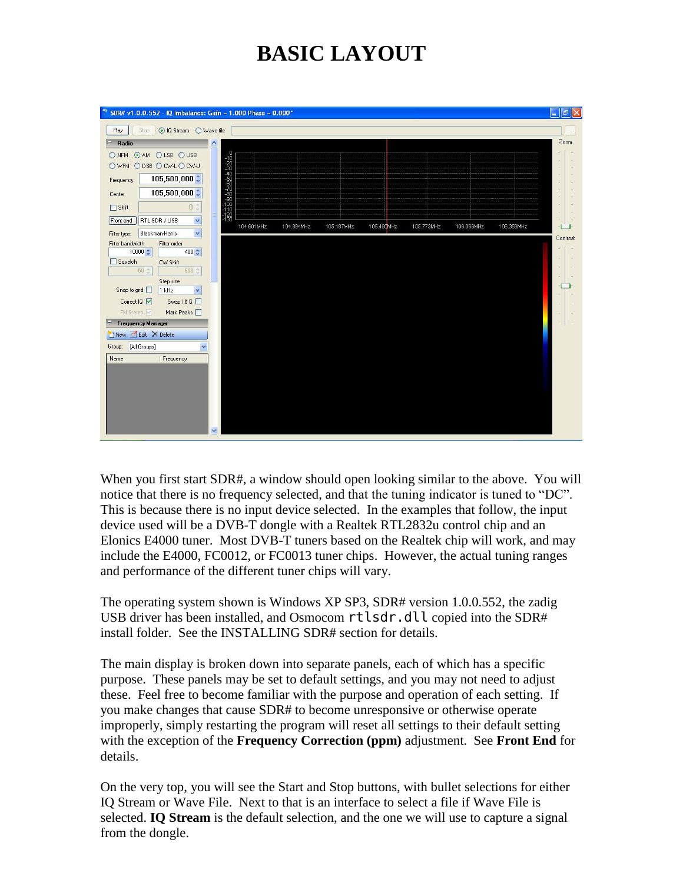# BASIC LAYOUT

When you first start SDR#, a window should open looking similar to the above. You will notice that there is no frequency selected, and that the tuning indicator is tuned to "DC". This is because there is no input device selected. In the examples that follow, the input device used will be a DVB-T dongle with a Realtek RTL2832u control chip and an Elonics E4000 tuner. Most DVB-T tuners based on the Realtek chip will work, and may include the E4000, FC0012, or FC0013 tuner chips. However, the actual tuning ranges and performance of the different tuner chips will vary.

The operating system shown is Windows XP SP3, SDR# version 1.0.0.552, the zadig USB driver has been installed, and Osmocom `rtlsdr.dll` copied into the SDR# install folder. See the INSTALLING SDR# section for details.

The main display is broken down into separate panels, each of which has a specific purpose. These panels may be set to default settings, and you may not need to adjust these. Feel free to become familiar with the purpose and operation of each setting. If you make changes that cause SDR# to become unresponsive or otherwise operate improperly, simply restarting the program will reset all settings to their default setting with the exception of the **Frequency Correction (ppm)** adjustment. See **Front End** for details.

On the very top, you will see the Start and Stop buttons, with bullet selections for either IQ Stream or Wave File. Next to that is an interface to select a file if Wave File is selected. **IQ Stream** is the default selection, and the one we will use to capture a signal from the dongle.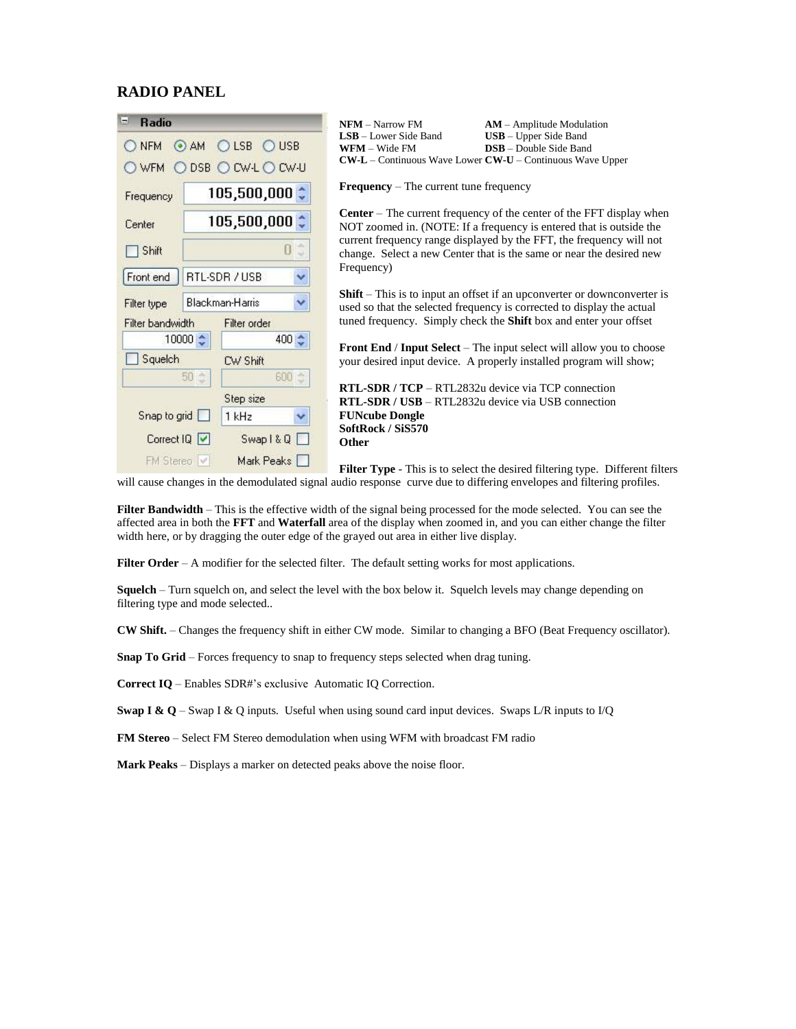## RADIO PANEL

**NFM** – Narrow FM
**AM** – Amplitude Modulation
**LSB** – Lower Side Band
**USB** – Upper Side Band
**WFM** – Wide FM
**DSB** – Double Side Band
**CW-L** – Continuous Wave Lower
**CW-U** – Continuous Wave Upper

**Frequency** – The current tune frequency

**Center** – The current frequency of the center of the FFT display when NOT zoomed in. (NOTE: If a frequency is entered that is outside the current frequency range displayed by the FFT, the frequency will not change. Select a new Center that is the same or near the desired new Frequency)

**Shift** – This is to input an offset if an upconverter or downconverter is used so that the selected frequency is corrected to display the actual tuned frequency. Simply check the **Shift** box and enter your offset

**Front End** / **Input Select** – The input select will allow you to choose your desired input device. A properly installed program will show;

**RTL-SDR / TCP** – RTL2832u device via TCP connection
**RTL-SDR / USB** – RTL2832u device via USB connection
**FUNcube Dongle**
**SoftRock / SiS570**
**Other**

**Filter Type** - This is to select the desired filtering type. Different filters will cause changes in the demodulated signal audio response curve due to differing envelopes and filtering profiles.

**Filter Bandwidth** – This is the effective width of the signal being processed for the mode selected. You can see the affected area in both the **FFT** and **Waterfall** area of the display when zoomed in, and you can either change the filter width here, or by dragging the outer edge of the grayed out area in either live display.

**Filter Order** – A modifier for the selected filter. The default setting works for most applications.

**Squelch** – Turn squelch on, and select the level with the box below it. Squelch levels may change depending on filtering type and mode selected..

**CW Shift.** – Changes the frequency shift in either CW mode. Similar to changing a BFO (Beat Frequency oscillator).

**Snap To Grid** – Forces frequency to snap to frequency steps selected when drag tuning.

**Correct IQ** – Enables SDR#'s exclusive Automatic IQ Correction.

**Swap I & Q** – Swap I & Q inputs. Useful when using sound card input devices. Swaps L/R inputs to I/Q

**FM Stereo** – Select FM Stereo demodulation when using WFM with broadcast FM radio

**Mark Peaks** – Displays a marker on detected peaks above the noise floor.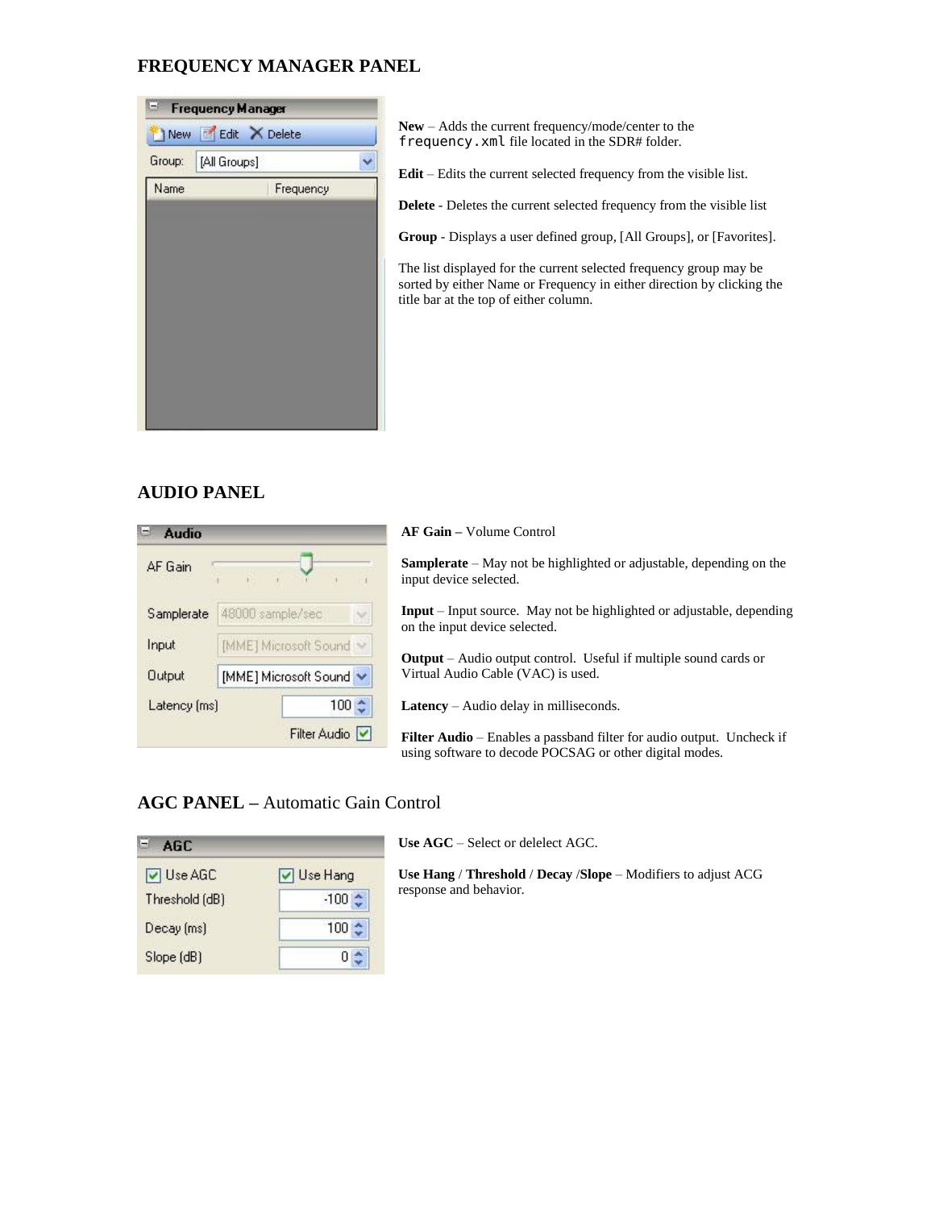## FREQUENCY MANAGER PANEL

**New** – Adds the current frequency/mode/center to the `frequency.xml` file located in the SDR# folder.

**Edit** – Edits the current selected frequency from the visible list.

**Delete** - Deletes the current selected frequency from the visible list

**Group** - Displays a user defined group, [All Groups], or [Favorites].

The list displayed for the current selected frequency group may be sorted by either Name or Frequency in either direction by clicking the title bar at the top of either column.

## AUDIO PANEL

**AF Gain –** Volume Control

**Samplerate** – May not be highlighted or adjustable, depending on the input device selected.

**Input** – Input source. May not be highlighted or adjustable, depending on the input device selected.

**Output** – Audio output control. Useful if multiple sound cards or Virtual Audio Cable (VAC) is used.

**Latency** – Audio delay in milliseconds.

**Filter Audio** – Enables a passband filter for audio output. Uncheck if using software to decode POCSAG or other digital modes.

## AGC PANEL – Automatic Gain Control

**Use AGC** – Select or delelect AGC.

**Use Hang** / **Threshold** / **Decay** /**Slope** – Modifiers to adjust ACG response and behavior.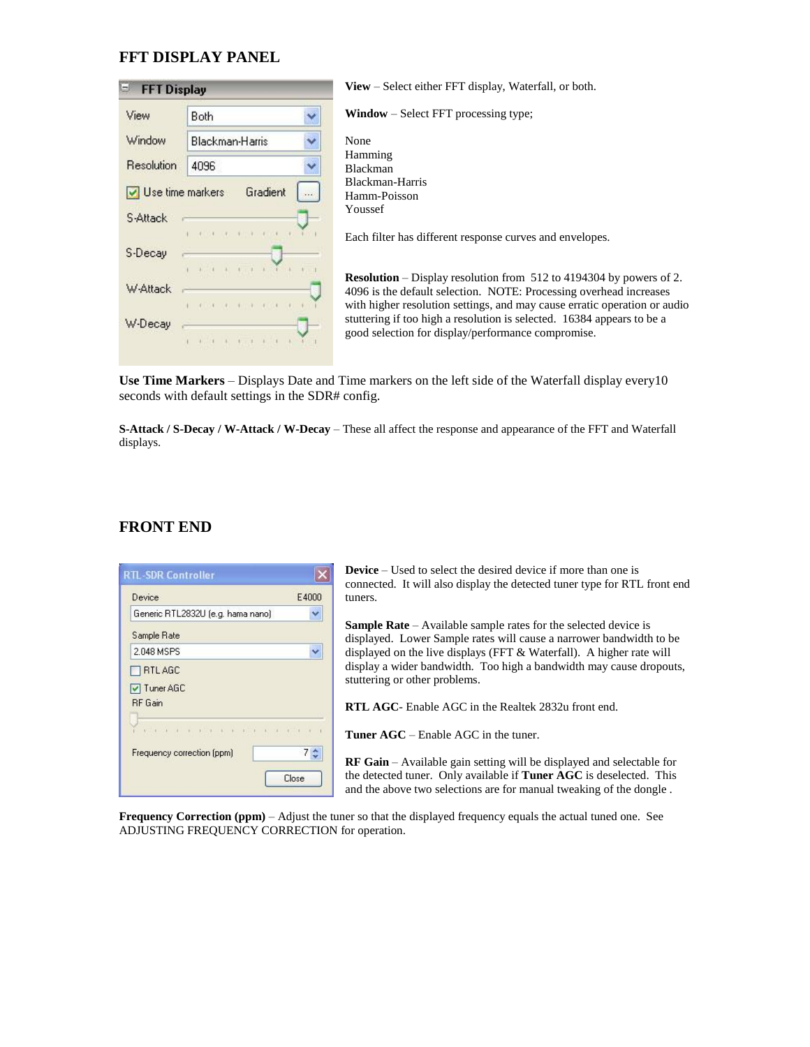## FFT DISPLAY PANEL

**View** – Select either FFT display, Waterfall, or both.

**Window** – Select FFT processing type;

None
Hamming
Blackman
Blackman-Harris
Hamm-Poisson
Youssef

Each filter has different response curves and envelopes.

**Resolution** – Display resolution from 512 to 4194304 by powers of 2. 4096 is the default selection. NOTE: Processing overhead increases with higher resolution settings, and may cause erratic operation or audio stuttering if too high a resolution is selected. 16384 appears to be a good selection for display/performance compromise.

**Use Time Markers** – Displays Date and Time markers on the left side of the Waterfall display every10 seconds with default settings in the SDR# config.

**S-Attack / S-Decay / W-Attack / W-Decay** – These all affect the response and appearance of the FFT and Waterfall displays.

## FRONT END

**Device** – Used to select the desired device if more than one is connected. It will also display the detected tuner type for RTL front end tuners.

**Sample Rate** – Available sample rates for the selected device is displayed. Lower Sample rates will cause a narrower bandwidth to be displayed on the live displays (FFT & Waterfall). A higher rate will display a wider bandwidth. Too high a bandwidth may cause dropouts, stuttering or other problems.

**RTL AGC**- Enable AGC in the Realtek 2832u front end.

**Tuner AGC** – Enable AGC in the tuner.

**RF Gain** – Available gain setting will be displayed and selectable for the detected tuner. Only available if **Tuner AGC** is deselected. This and the above two selections are for manual tweaking of the dongle .

**Frequency Correction (ppm)** – Adjust the tuner so that the displayed frequency equals the actual tuned one. See ADJUSTING FREQUENCY CORRECTION for operation.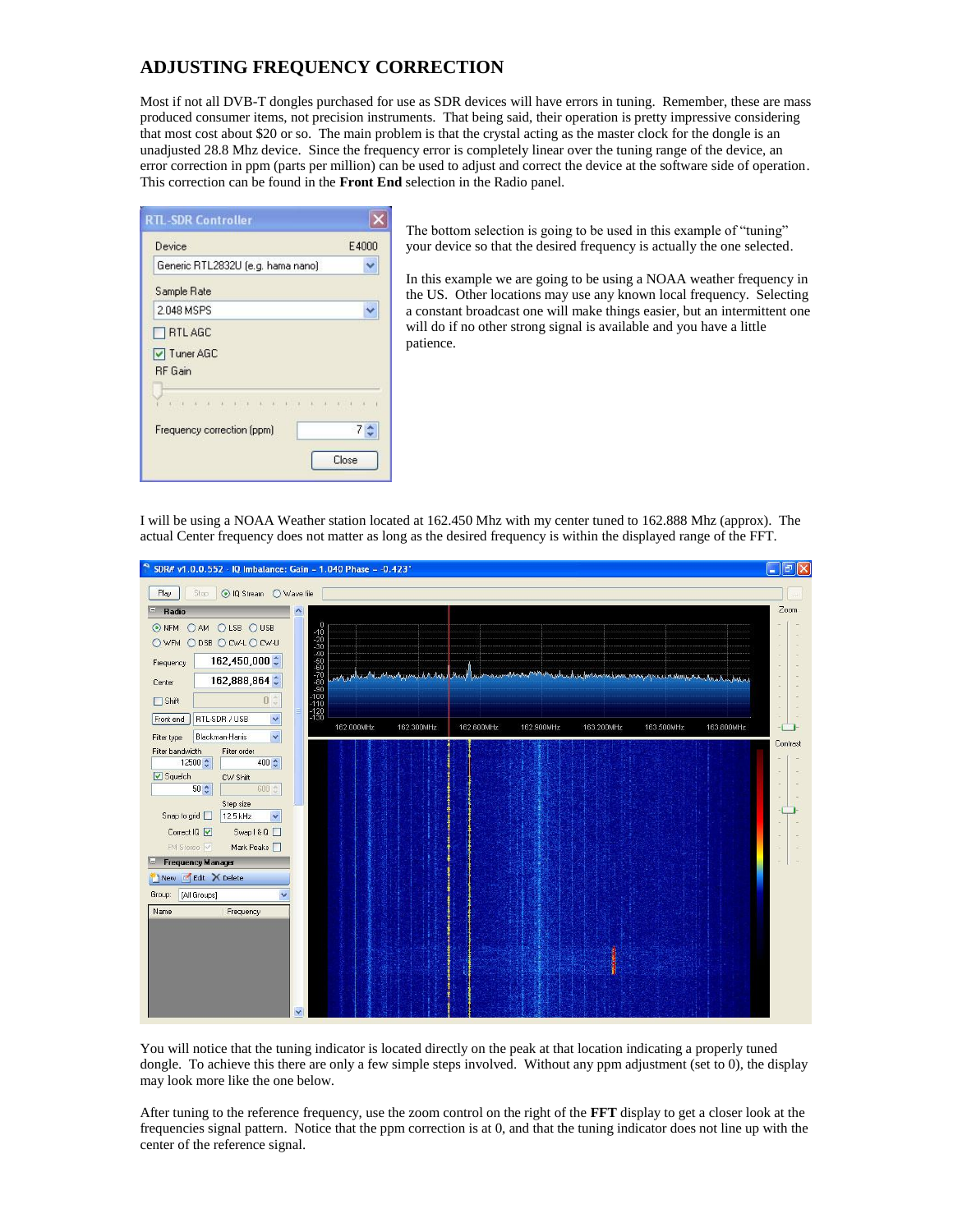## ADJUSTING FREQUENCY CORRECTION

Most if not all DVB-T dongles purchased for use as SDR devices will have errors in tuning. Remember, these are mass produced consumer items, not precision instruments. That being said, their operation is pretty impressive considering that most cost about $20 or so. The main problem is that the crystal acting as the master clock for the dongle is an unadjusted 28.8 Mhz device. Since the frequency error is completely linear over the tuning range of the device, an error correction in ppm (parts per million) can be used to adjust and correct the device at the software side of operation. This correction can be found in the **Front End** selection in the Radio panel.

The bottom selection is going to be used in this example of "tuning" your device so that the desired frequency is actually the one selected.

In this example we are going to be using a NOAA weather frequency in the US. Other locations may use any known local frequency. Selecting a constant broadcast one will make things easier, but an intermittent one will do if no other strong signal is available and you have a little patience.

I will be using a NOAA Weather station located at 162.450 Mhz with my center tuned to 162.888 Mhz (approx). The actual Center frequency does not matter as long as the desired frequency is within the displayed range of the FFT.

You will notice that the tuning indicator is located directly on the peak at that location indicating a properly tuned dongle. To achieve this there are only a few simple steps involved. Without any ppm adjustment (set to 0), the display may look more like the one below.

After tuning to the reference frequency, use the zoom control on the right of the **FFT** display to get a closer look at the frequencies signal pattern. Notice that the ppm correction is at 0, and that the tuning indicator does not line up with the center of the reference signal.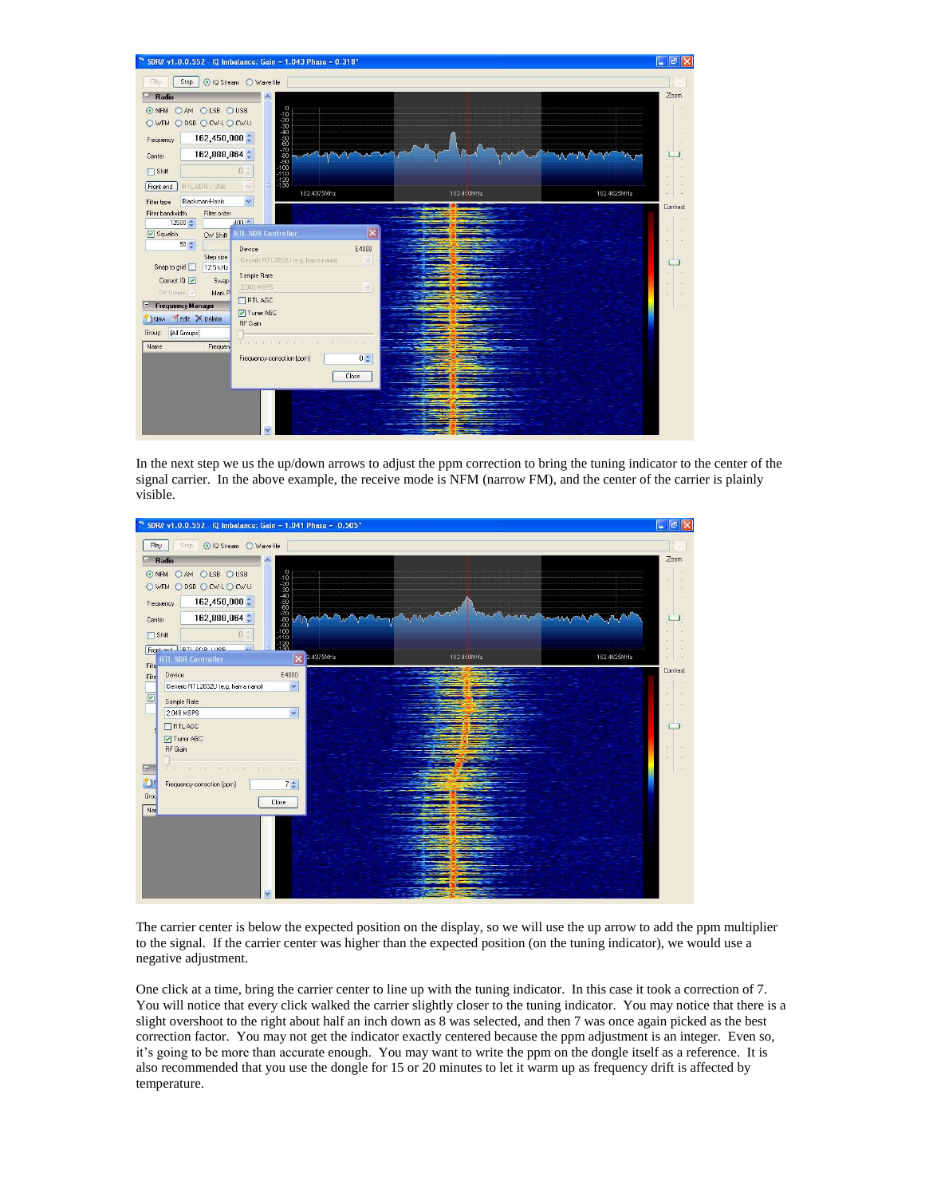In the next step we us the up/down arrows to adjust the ppm correction to bring the tuning indicator to the center of the signal carrier. In the above example, the receive mode is NFM (narrow FM), and the center of the carrier is plainly visible.

The carrier center is below the expected position on the display, so we will use the up arrow to add the ppm multiplier to the signal. If the carrier center was higher than the expected position (on the tuning indicator), we would use a negative adjustment.

One click at a time, bring the carrier center to line up with the tuning indicator. In this case it took a correction of 7. You will notice that every click walked the carrier slightly closer to the tuning indicator. You may notice that there is a slight overshoot to the right about half an inch down as 8 was selected, and then 7 was once again picked as the best correction factor. You may not get the indicator exactly centered because the ppm adjustment is an integer. Even so, it's going to be more than accurate enough. You may want to write the ppm on the dongle itself as a reference. It is also recommended that you use the dongle for 15 or 20 minutes to let it warm up as frequency drift is affected by temperature.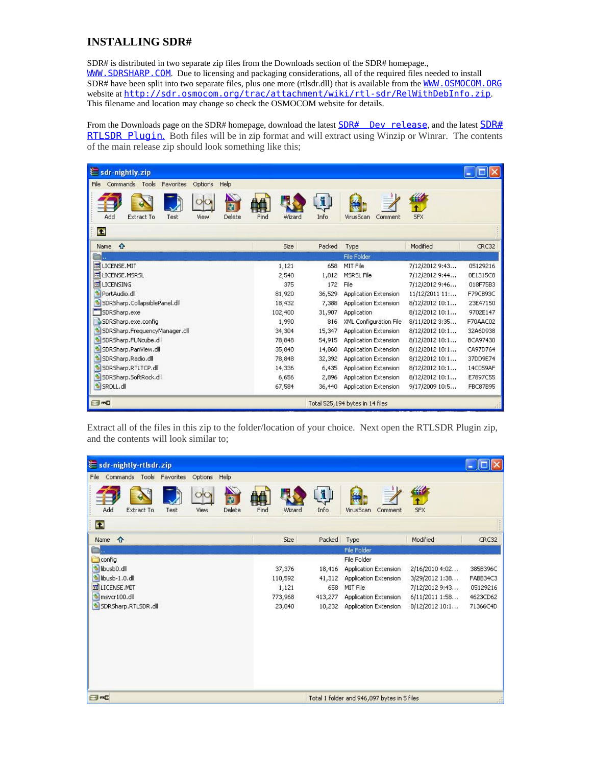## INSTALLING SDR#

SDR# is distributed in two separate zip files from the Downloads section of the SDR# homepage., WWW.SDRSHARP.COM. Due to licensing and packaging considerations, all of the required files needed to install SDR# have been split into two separate files, plus one more (rtlsdr.dll) that is available from the WWW.OSMOCOM.ORG website at http://sdr.osmocom.org/trac/attachment/wiki/rtl-sdr/RelWithDebInfo.zip. This filename and location may change so check the OSMOCOM website for details.

From the Downloads page on the SDR# homepage, download the latest SDR# Dev release, and the latest SDR# RTLSDR Plugin. Both files will be in zip format and will extract using Winzip or Winrar. The contents of the main release zip should look something like this;

sdr-nightly.zip

| Name | Size | Packed | Type | Modified | CRC32 |
|---|---|---|---|---|---|
| .. | | | File Folder | | |
| LICENSE.MIT | 1,121 | 658 | MIT File | 7/12/2012 9:43... | 05129216 |
| LICENSE.MSRSL | 2,540 | 1,012 | MSRSL File | 7/12/2012 9:44... | 0E1315C8 |
| LICENSING | 375 | 172 | File | 7/12/2012 9:46... | 018F75B3 |
| PortAudio.dll | 81,920 | 36,529 | Application Extension | 11/12/2011 11:... | F79CB93C |
| SDRSharp.CollapsiblePanel.dll | 18,432 | 7,388 | Application Extension | 8/12/2012 10:1... | 23E47150 |
| SDRSharp.exe | 102,400 | 31,907 | Application | 8/12/2012 10:1... | 9702E147 |
| SDRSharp.exe.config | 1,990 | 816 | XML Configuration File | 8/11/2012 3:35... | F70AAC02 |
| SDRSharp.FrequencyManager.dll | 34,304 | 15,347 | Application Extension | 8/12/2012 10:1... | 32A6D938 |
| SDRSharp.FUNcube.dll | 78,848 | 54,915 | Application Extension | 8/12/2012 10:1... | BCA97430 |
| SDRSharp.PanView.dll | 35,840 | 14,860 | Application Extension | 8/12/2012 10:1... | CA97D764 |
| SDRSharp.Radio.dll | 78,848 | 32,392 | Application Extension | 8/12/2012 10:1... | 37DD9E74 |
| SDRSharp.RTLTCP.dll | 14,336 | 6,435 | Application Extension | 8/12/2012 10:1... | 14C059AF |
| SDRSharp.SoftRock.dll | 6,656 | 2,896 | Application Extension | 8/12/2012 10:1... | E7897C55 |
| SRDLL.dll | 67,584 | 36,440 | Application Extension | 9/17/2009 10:5... | FBC87B95 |

Total 525,194 bytes in 14 files

Extract all of the files in this zip to the folder/location of your choice. Next open the RTLSDR Plugin zip, and the contents will look similar to;

sdr-nightly-rtlsdr.zip

| Name | Size | Packed | Type | Modified | CRC32 |
|---|---|---|---|---|---|
| .. | | | File Folder | | |
| config | | | File Folder | | |
| libusb0.dll | 37,376 | 18,416 | Application Extension | 2/16/2010 4:02... | 385B396C |
| libusb-1.0.dll | 110,592 | 41,312 | Application Extension | 3/29/2012 1:38... | FABB34C3 |
| LICENSE.MIT | 1,121 | 658 | MIT File | 7/12/2012 9:43... | 05129216 |
| msvcr100.dll | 773,968 | 413,277 | Application Extension | 6/11/2011 1:58... | 4623CD62 |
| SDRSharp.RTLSDR.dll | 23,040 | 10,232 | Application Extension | 8/12/2012 10:1... | 71366C4D |

Total 1 folder and 946,097 bytes in 5 files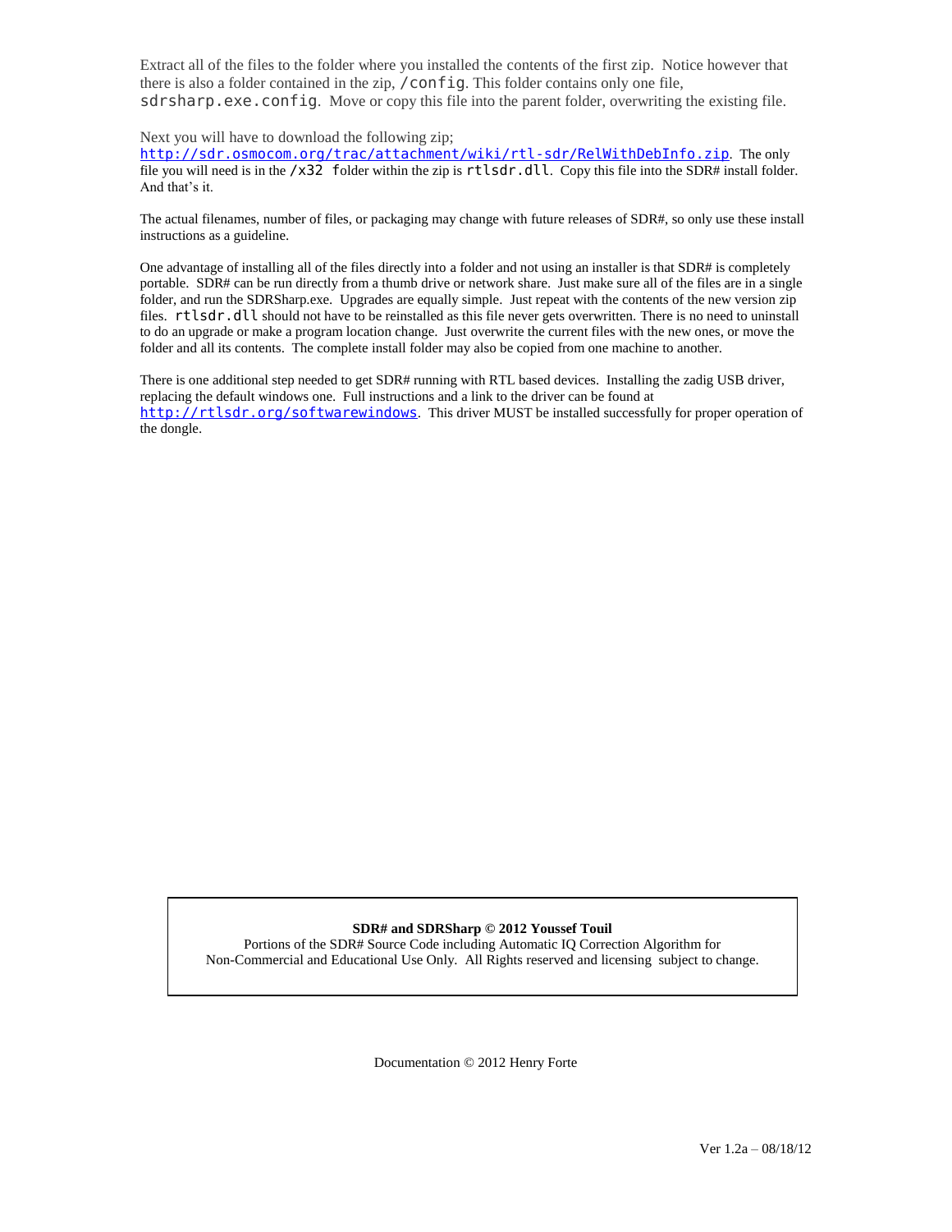Extract all of the files to the folder where you installed the contents of the first zip. Notice however that there is also a folder contained in the zip, `/config`. This folder contains only one file, `sdrsharp.exe.config`. Move or copy this file into the parent folder, overwriting the existing file.

Next you will have to download the following zip; [http://sdr.osmocom.org/trac/attachment/wiki/rtl-sdr/RelWithDebInfo.zip](http://sdr.osmocom.org/trac/attachment/wiki/rtl-sdr/RelWithDebInfo.zip). The only file you will need is in the `/x32` folder within the zip is `rtlsdr.dll`. Copy this file into the SDR# install folder. And that's it.

The actual filenames, number of files, or packaging may change with future releases of SDR#, so only use these install instructions as a guideline.

One advantage of installing all of the files directly into a folder and not using an installer is that SDR# is completely portable. SDR# can be run directly from a thumb drive or network share. Just make sure all of the files are in a single folder, and run the SDRSharp.exe. Upgrades are equally simple. Just repeat with the contents of the new version zip files. `rtlsdr.dll` should not have to be reinstalled as this file never gets overwritten. There is no need to uninstall to do an upgrade or make a program location change. Just overwrite the current files with the new ones, or move the folder and all its contents. The complete install folder may also be copied from one machine to another.

There is one additional step needed to get SDR# running with RTL based devices. Installing the zadig USB driver, replacing the default windows one. Full instructions and a link to the driver can be found at [http://rtlsdr.org/softwarewindows](http://rtlsdr.org/softwarewindows). This driver MUST be installed successfully for proper operation of the dongle.

**SDR# and SDRSharp © 2012 Youssef Touil**
Portions of the SDR# Source Code including Automatic IQ Correction Algorithm for Non-Commercial and Educational Use Only. All Rights reserved and licensing subject to change.

Documentation © 2012 Henry Forte

Ver 1.2a – 08/18/12